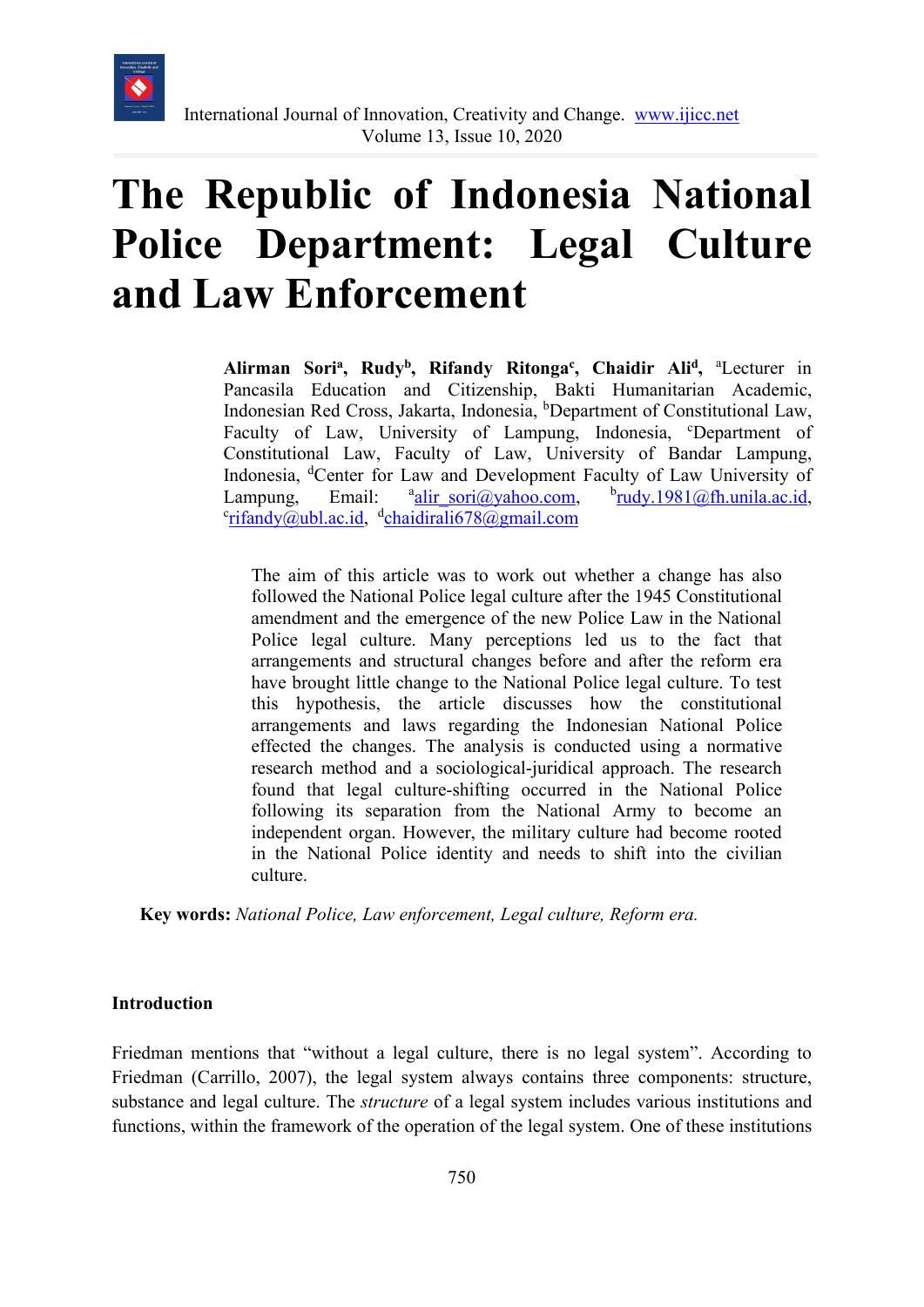# The Republic of Indonesia National Police Department: Legal Culture and Law Enforcement

**Alirman Sori[a], Rudy[b], Rifandy Ritonga[c], Chaidir Ali[d],** [a]Lecturer in Pancasila Education and Citizenship, Bakti Humanitarian Academic, Indonesian Red Cross, Jakarta, Indonesia, [b]Department of Constitutional Law, Faculty of Law, University of Lampung, Indonesia, [c]Department of Constitutional Law, Faculty of Law, University of Bandar Lampung, Indonesia, [d]Center for Law and Development Faculty of Law University of Lampung, Email: [a]alir_sori@yahoo.com, [b]rudy.1981@fh.unila.ac.id, [c]rifandy@ubl.ac.id, [d]chaidirali678@gmail.com

The aim of this article was to work out whether a change has also followed the National Police legal culture after the 1945 Constitutional amendment and the emergence of the new Police Law in the National Police legal culture. Many perceptions led us to the fact that arrangements and structural changes before and after the reform era have brought little change to the National Police legal culture. To test this hypothesis, the article discusses how the constitutional arrangements and laws regarding the Indonesian National Police effected the changes. The analysis is conducted using a normative research method and a sociological-juridical approach. The research found that legal culture-shifting occurred in the National Police following its separation from the National Army to become an independent organ. However, the military culture had become rooted in the National Police identity and needs to shift into the civilian culture.

**Key words:** *National Police, Law enforcement, Legal culture, Reform era.*

## Introduction

Friedman mentions that "without a legal culture, there is no legal system". According to Friedman (Carrillo, 2007), the legal system always contains three components: structure, substance and legal culture. The *structure* of a legal system includes various institutions and functions, within the framework of the operation of the legal system. One of these institutions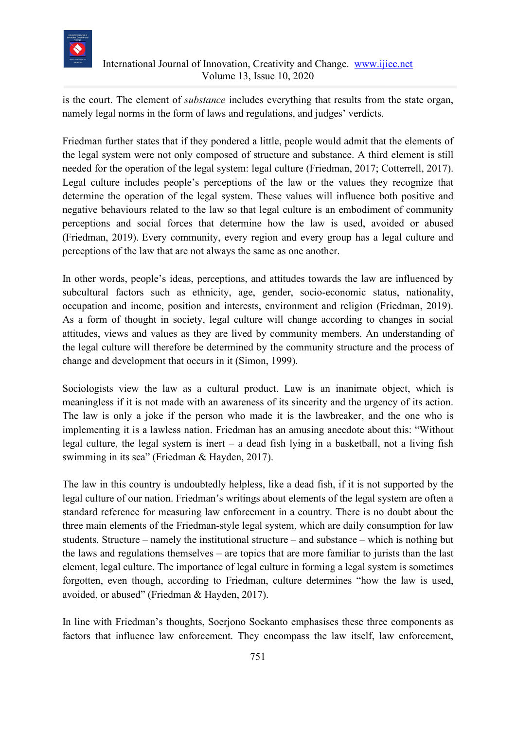is the court. The element of *substance* includes everything that results from the state organ, namely legal norms in the form of laws and regulations, and judges' verdicts.

Friedman further states that if they pondered a little, people would admit that the elements of the legal system were not only composed of structure and substance. A third element is still needed for the operation of the legal system: legal culture (Friedman, 2017; Cotterrell, 2017). Legal culture includes people's perceptions of the law or the values they recognize that determine the operation of the legal system. These values will influence both positive and negative behaviours related to the law so that legal culture is an embodiment of community perceptions and social forces that determine how the law is used, avoided or abused (Friedman, 2019). Every community, every region and every group has a legal culture and perceptions of the law that are not always the same as one another.

In other words, people's ideas, perceptions, and attitudes towards the law are influenced by subcultural factors such as ethnicity, age, gender, socio-economic status, nationality, occupation and income, position and interests, environment and religion (Friedman, 2019). As a form of thought in society, legal culture will change according to changes in social attitudes, views and values as they are lived by community members. An understanding of the legal culture will therefore be determined by the community structure and the process of change and development that occurs in it (Simon, 1999).

Sociologists view the law as a cultural product. Law is an inanimate object, which is meaningless if it is not made with an awareness of its sincerity and the urgency of its action. The law is only a joke if the person who made it is the lawbreaker, and the one who is implementing it is a lawless nation. Friedman has an amusing anecdote about this: "Without legal culture, the legal system is inert – a dead fish lying in a basketball, not a living fish swimming in its sea" (Friedman & Hayden, 2017).

The law in this country is undoubtedly helpless, like a dead fish, if it is not supported by the legal culture of our nation. Friedman's writings about elements of the legal system are often a standard reference for measuring law enforcement in a country. There is no doubt about the three main elements of the Friedman-style legal system, which are daily consumption for law students. Structure – namely the institutional structure – and substance – which is nothing but the laws and regulations themselves – are topics that are more familiar to jurists than the last element, legal culture. The importance of legal culture in forming a legal system is sometimes forgotten, even though, according to Friedman, culture determines "how the law is used, avoided, or abused" (Friedman & Hayden, 2017).

In line with Friedman's thoughts, Soerjono Soekanto emphasises these three components as factors that influence law enforcement. They encompass the law itself, law enforcement,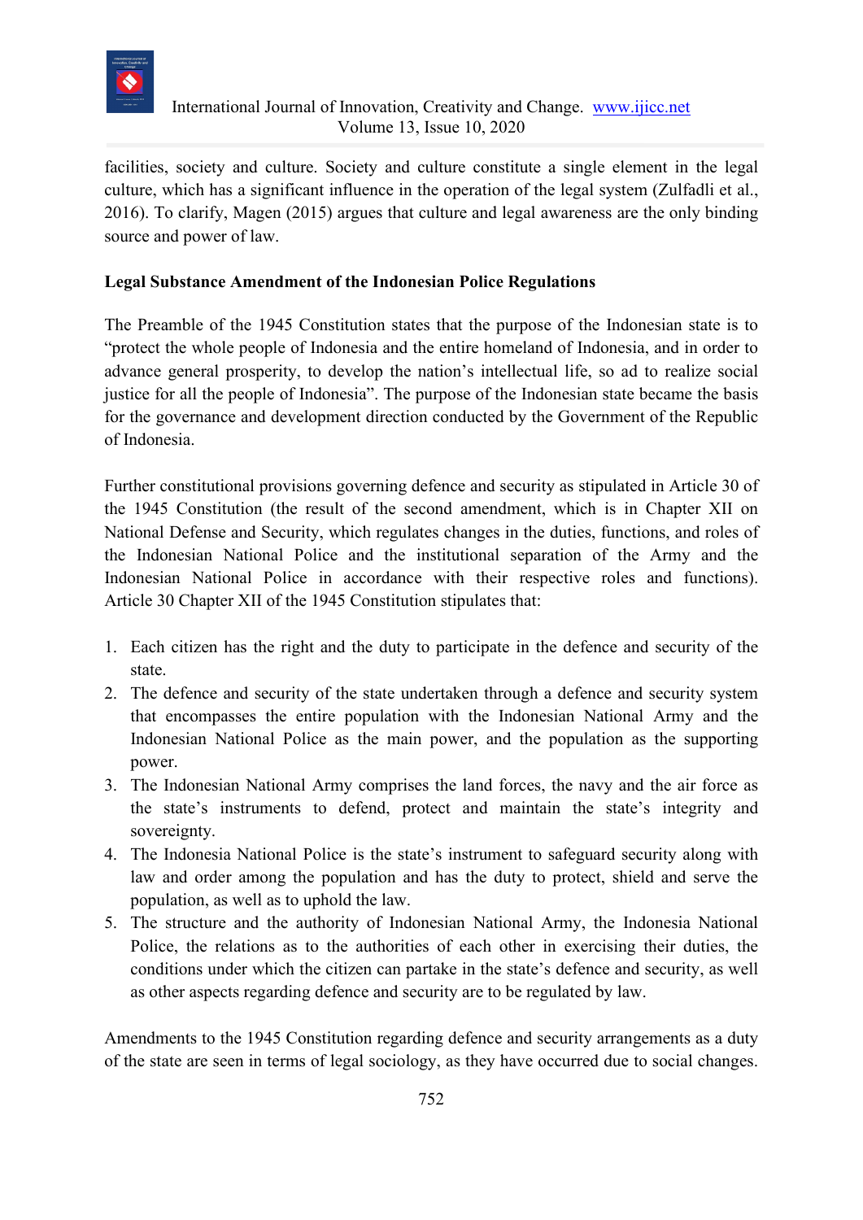facilities, society and culture. Society and culture constitute a single element in the legal culture, which has a significant influence in the operation of the legal system (Zulfadli et al., 2016). To clarify, Magen (2015) argues that culture and legal awareness are the only binding source and power of law.

**Legal Substance Amendment of the Indonesian Police Regulations**

The Preamble of the 1945 Constitution states that the purpose of the Indonesian state is to "protect the whole people of Indonesia and the entire homeland of Indonesia, and in order to advance general prosperity, to develop the nation's intellectual life, so ad to realize social justice for all the people of Indonesia". The purpose of the Indonesian state became the basis for the governance and development direction conducted by the Government of the Republic of Indonesia.

Further constitutional provisions governing defence and security as stipulated in Article 30 of the 1945 Constitution (the result of the second amendment, which is in Chapter XII on National Defense and Security, which regulates changes in the duties, functions, and roles of the Indonesian National Police and the institutional separation of the Army and the Indonesian National Police in accordance with their respective roles and functions). Article 30 Chapter XII of the 1945 Constitution stipulates that:

1. Each citizen has the right and the duty to participate in the defence and security of the state.
2. The defence and security of the state undertaken through a defence and security system that encompasses the entire population with the Indonesian National Army and the Indonesian National Police as the main power, and the population as the supporting power.
3. The Indonesian National Army comprises the land forces, the navy and the air force as the state's instruments to defend, protect and maintain the state's integrity and sovereignty.
4. The Indonesia National Police is the state's instrument to safeguard security along with law and order among the population and has the duty to protect, shield and serve the population, as well as to uphold the law.
5. The structure and the authority of Indonesian National Army, the Indonesia National Police, the relations as to the authorities of each other in exercising their duties, the conditions under which the citizen can partake in the state's defence and security, as well as other aspects regarding defence and security are to be regulated by law.

Amendments to the 1945 Constitution regarding defence and security arrangements as a duty of the state are seen in terms of legal sociology, as they have occurred due to social changes.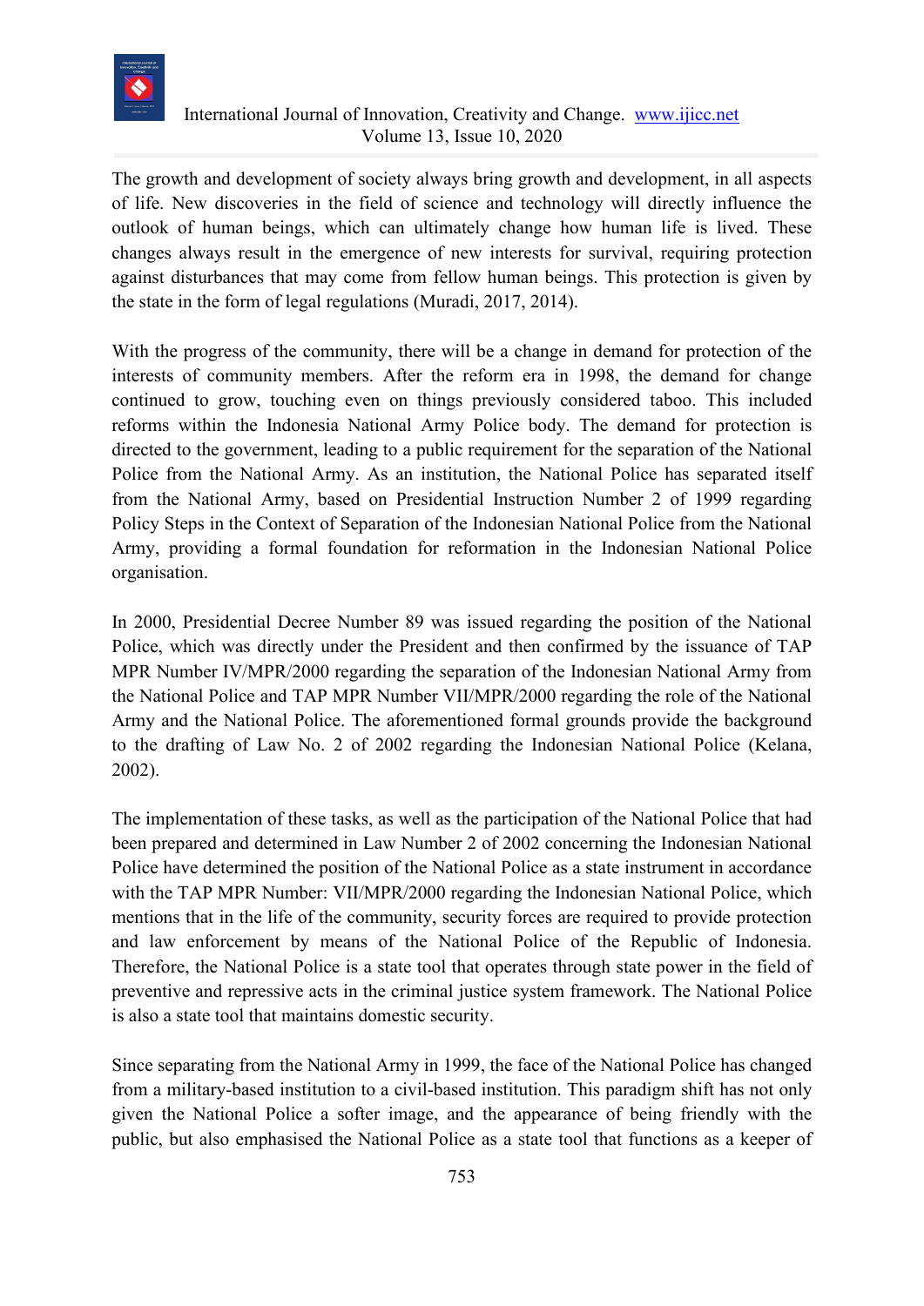The growth and development of society always bring growth and development, in all aspects of life. New discoveries in the field of science and technology will directly influence the outlook of human beings, which can ultimately change how human life is lived. These changes always result in the emergence of new interests for survival, requiring protection against disturbances that may come from fellow human beings. This protection is given by the state in the form of legal regulations (Muradi, 2017, 2014).

With the progress of the community, there will be a change in demand for protection of the interests of community members. After the reform era in 1998, the demand for change continued to grow, touching even on things previously considered taboo. This included reforms within the Indonesia National Army Police body. The demand for protection is directed to the government, leading to a public requirement for the separation of the National Police from the National Army. As an institution, the National Police has separated itself from the National Army, based on Presidential Instruction Number 2 of 1999 regarding Policy Steps in the Context of Separation of the Indonesian National Police from the National Army, providing a formal foundation for reformation in the Indonesian National Police organisation.

In 2000, Presidential Decree Number 89 was issued regarding the position of the National Police, which was directly under the President and then confirmed by the issuance of TAP MPR Number IV/MPR/2000 regarding the separation of the Indonesian National Army from the National Police and TAP MPR Number VII/MPR/2000 regarding the role of the National Army and the National Police. The aforementioned formal grounds provide the background to the drafting of Law No. 2 of 2002 regarding the Indonesian National Police (Kelana, 2002).

The implementation of these tasks, as well as the participation of the National Police that had been prepared and determined in Law Number 2 of 2002 concerning the Indonesian National Police have determined the position of the National Police as a state instrument in accordance with the TAP MPR Number: VII/MPR/2000 regarding the Indonesian National Police, which mentions that in the life of the community, security forces are required to provide protection and law enforcement by means of the National Police of the Republic of Indonesia. Therefore, the National Police is a state tool that operates through state power in the field of preventive and repressive acts in the criminal justice system framework. The National Police is also a state tool that maintains domestic security.

Since separating from the National Army in 1999, the face of the National Police has changed from a military-based institution to a civil-based institution. This paradigm shift has not only given the National Police a softer image, and the appearance of being friendly with the public, but also emphasised the National Police as a state tool that functions as a keeper of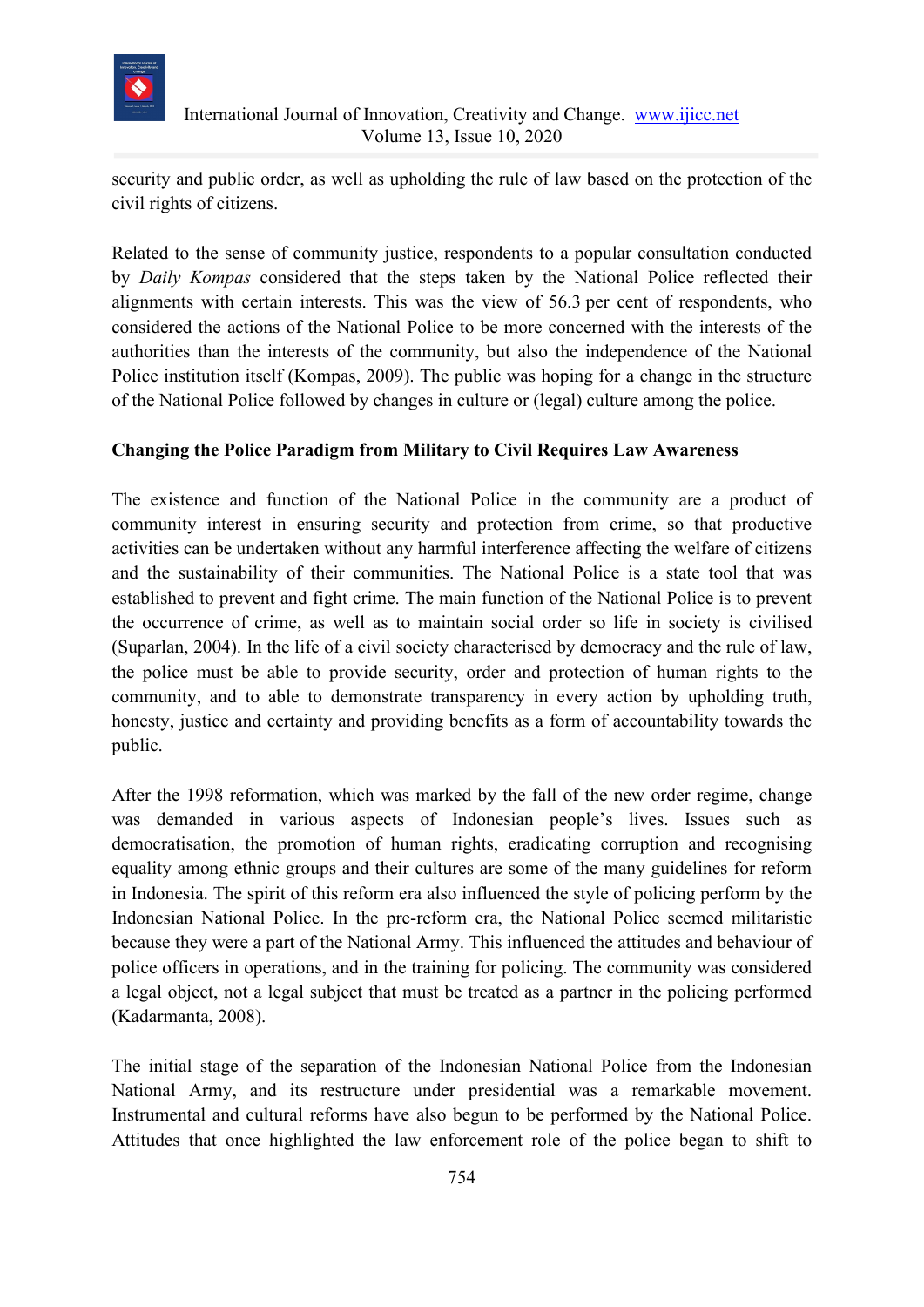security and public order, as well as upholding the rule of law based on the protection of the civil rights of citizens.

Related to the sense of community justice, respondents to a popular consultation conducted by *Daily Kompas* considered that the steps taken by the National Police reflected their alignments with certain interests. This was the view of 56.3 per cent of respondents, who considered the actions of the National Police to be more concerned with the interests of the authorities than the interests of the community, but also the independence of the National Police institution itself (Kompas, 2009). The public was hoping for a change in the structure of the National Police followed by changes in culture or (legal) culture among the police.

**Changing the Police Paradigm from Military to Civil Requires Law Awareness**

The existence and function of the National Police in the community are a product of community interest in ensuring security and protection from crime, so that productive activities can be undertaken without any harmful interference affecting the welfare of citizens and the sustainability of their communities. The National Police is a state tool that was established to prevent and fight crime. The main function of the National Police is to prevent the occurrence of crime, as well as to maintain social order so life in society is civilised (Suparlan, 2004). In the life of a civil society characterised by democracy and the rule of law, the police must be able to provide security, order and protection of human rights to the community, and to able to demonstrate transparency in every action by upholding truth, honesty, justice and certainty and providing benefits as a form of accountability towards the public.

After the 1998 reformation, which was marked by the fall of the new order regime, change was demanded in various aspects of Indonesian people's lives. Issues such as democratisation, the promotion of human rights, eradicating corruption and recognising equality among ethnic groups and their cultures are some of the many guidelines for reform in Indonesia. The spirit of this reform era also influenced the style of policing perform by the Indonesian National Police. In the pre-reform era, the National Police seemed militaristic because they were a part of the National Army. This influenced the attitudes and behaviour of police officers in operations, and in the training for policing. The community was considered a legal object, not a legal subject that must be treated as a partner in the policing performed (Kadarmanta, 2008).

The initial stage of the separation of the Indonesian National Police from the Indonesian National Army, and its restructure under presidential was a remarkable movement. Instrumental and cultural reforms have also begun to be performed by the National Police. Attitudes that once highlighted the law enforcement role of the police began to shift to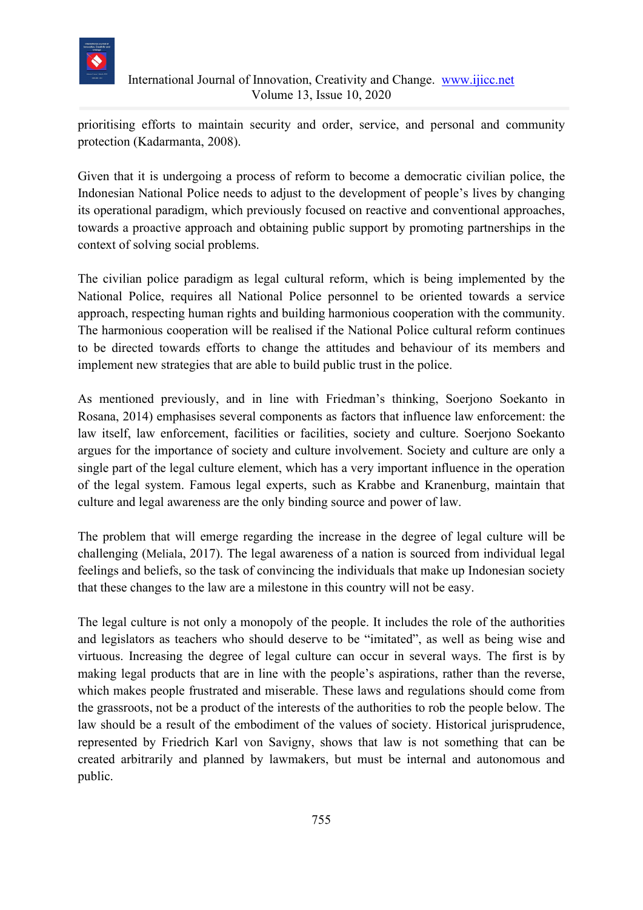prioritising efforts to maintain security and order, service, and personal and community protection (Kadarmanta, 2008).

Given that it is undergoing a process of reform to become a democratic civilian police, the Indonesian National Police needs to adjust to the development of people's lives by changing its operational paradigm, which previously focused on reactive and conventional approaches, towards a proactive approach and obtaining public support by promoting partnerships in the context of solving social problems.

The civilian police paradigm as legal cultural reform, which is being implemented by the National Police, requires all National Police personnel to be oriented towards a service approach, respecting human rights and building harmonious cooperation with the community. The harmonious cooperation will be realised if the National Police cultural reform continues to be directed towards efforts to change the attitudes and behaviour of its members and implement new strategies that are able to build public trust in the police.

As mentioned previously, and in line with Friedman's thinking, Soerjono Soekanto in Rosana, 2014) emphasises several components as factors that influence law enforcement: the law itself, law enforcement, facilities or facilities, society and culture. Soerjono Soekanto argues for the importance of society and culture involvement. Society and culture are only a single part of the legal culture element, which has a very important influence in the operation of the legal system. Famous legal experts, such as Krabbe and Kranenburg, maintain that culture and legal awareness are the only binding source and power of law.

The problem that will emerge regarding the increase in the degree of legal culture will be challenging (Meliala, 2017). The legal awareness of a nation is sourced from individual legal feelings and beliefs, so the task of convincing the individuals that make up Indonesian society that these changes to the law are a milestone in this country will not be easy.

The legal culture is not only a monopoly of the people. It includes the role of the authorities and legislators as teachers who should deserve to be "imitated", as well as being wise and virtuous. Increasing the degree of legal culture can occur in several ways. The first is by making legal products that are in line with the people's aspirations, rather than the reverse, which makes people frustrated and miserable. These laws and regulations should come from the grassroots, not be a product of the interests of the authorities to rob the people below. The law should be a result of the embodiment of the values of society. Historical jurisprudence, represented by Friedrich Karl von Savigny, shows that law is not something that can be created arbitrarily and planned by lawmakers, but must be internal and autonomous and public.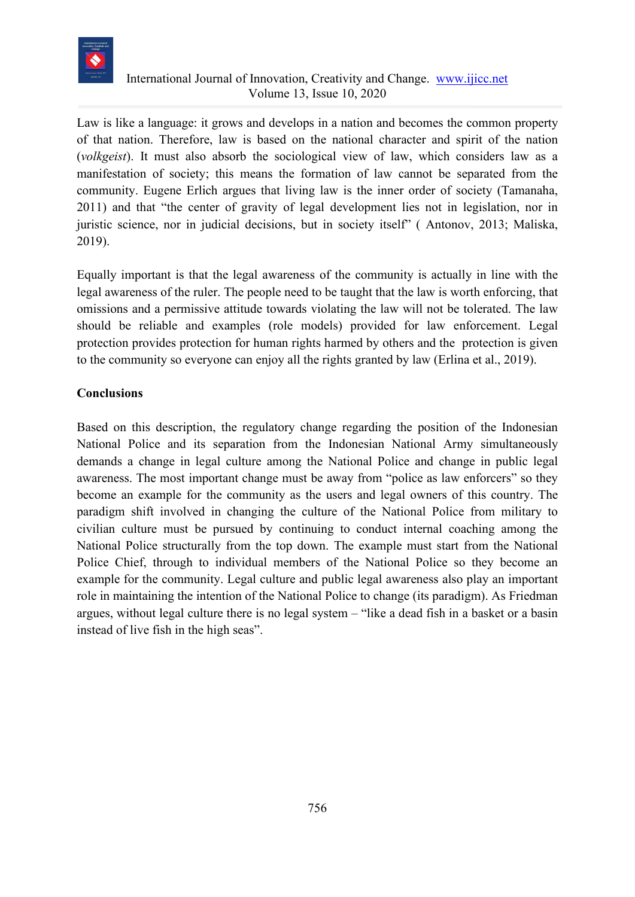Law is like a language: it grows and develops in a nation and becomes the common property of that nation. Therefore, law is based on the national character and spirit of the nation (*volkgeist*). It must also absorb the sociological view of law, which considers law as a manifestation of society; this means the formation of law cannot be separated from the community. Eugene Erlich argues that living law is the inner order of society (Tamanaha, 2011) and that "the center of gravity of legal development lies not in legislation, nor in juristic science, nor in judicial decisions, but in society itself" ( Antonov, 2013; Maliska, 2019).

Equally important is that the legal awareness of the community is actually in line with the legal awareness of the ruler. The people need to be taught that the law is worth enforcing, that omissions and a permissive attitude towards violating the law will not be tolerated. The law should be reliable and examples (role models) provided for law enforcement. Legal protection provides protection for human rights harmed by others and the protection is given to the community so everyone can enjoy all the rights granted by law (Erlina et al., 2019).

## Conclusions

Based on this description, the regulatory change regarding the position of the Indonesian National Police and its separation from the Indonesian National Army simultaneously demands a change in legal culture among the National Police and change in public legal awareness. The most important change must be away from "police as law enforcers" so they become an example for the community as the users and legal owners of this country. The paradigm shift involved in changing the culture of the National Police from military to civilian culture must be pursued by continuing to conduct internal coaching among the National Police structurally from the top down. The example must start from the National Police Chief, through to individual members of the National Police so they become an example for the community. Legal culture and public legal awareness also play an important role in maintaining the intention of the National Police to change (its paradigm). As Friedman argues, without legal culture there is no legal system – "like a dead fish in a basket or a basin instead of live fish in the high seas".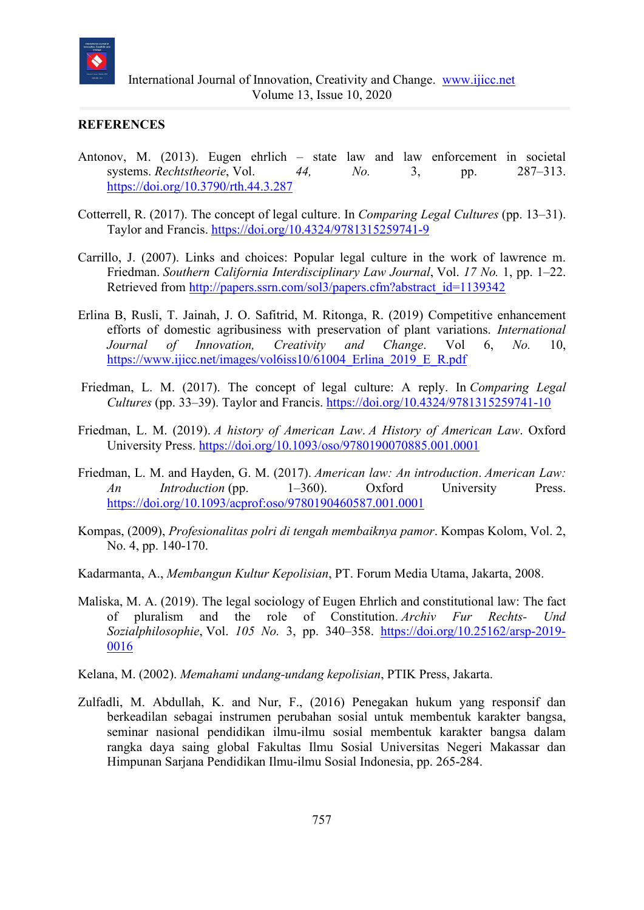## REFERENCES

Antonov, M. (2013). Eugen ehrlich – state law and law enforcement in societal systems. *Rechtstheorie*, Vol. *44, No.* 3, pp. 287–313. https://doi.org/10.3790/rth.44.3.287

Cotterrell, R. (2017). The concept of legal culture. In *Comparing Legal Cultures* (pp. 13–31). Taylor and Francis. https://doi.org/10.4324/9781315259741-9

Carrillo, J. (2007). Links and choices: Popular legal culture in the work of lawrence m. Friedman. *Southern California Interdisciplinary Law Journal*, Vol. *17 No.* 1, pp. 1–22. Retrieved from http://papers.ssrn.com/sol3/papers.cfm?abstract_id=1139342

Erlina B, Rusli, T. Jainah, J. O. Safitrid, M. Ritonga, R. (2019) Competitive enhancement efforts of domestic agribusiness with preservation of plant variations. *International Journal of Innovation, Creativity and Change*. Vol 6, *No.* 10, https://www.ijicc.net/images/vol6iss10/61004_Erlina_2019_E_R.pdf

Friedman, L. M. (2017). The concept of legal culture: A reply. In *Comparing Legal Cultures* (pp. 33–39). Taylor and Francis. https://doi.org/10.4324/9781315259741-10

Friedman, L. M. (2019). *A history of American Law*. *A History of American Law*. Oxford University Press. https://doi.org/10.1093/oso/9780190070885.001.0001

Friedman, L. M. and Hayden, G. M. (2017). *American law: An introduction*. *American Law: An Introduction* (pp. 1–360). Oxford University Press. https://doi.org/10.1093/acprof:oso/9780190460587.001.0001

Kompas, (2009), *Profesionalitas polri di tengah membaiknya pamor*. Kompas Kolom, Vol. 2, No. 4, pp. 140-170.

Kadarmanta, A., *Membangun Kultur Kepolisian*, PT. Forum Media Utama, Jakarta, 2008.

Maliska, M. A. (2019). The legal sociology of Eugen Ehrlich and constitutional law: The fact of pluralism and the role of Constitution. *Archiv Fur Rechts- Und Sozialphilosophie*, Vol. *105 No.* 3, pp. 340–358. https://doi.org/10.25162/arsp-2019-0016

Kelana, M. (2002). *Memahami undang-undang kepolisian*, PTIK Press, Jakarta.

Zulfadli, M. Abdullah, K. and Nur, F., (2016) Penegakan hukum yang responsif dan berkeadilan sebagai instrumen perubahan sosial untuk membentuk karakter bangsa, seminar nasional pendidikan ilmu-ilmu sosial membentuk karakter bangsa dalam rangka daya saing global Fakultas Ilmu Sosial Universitas Negeri Makassar dan Himpunan Sarjana Pendidikan Ilmu-ilmu Sosial Indonesia, pp. 265-284.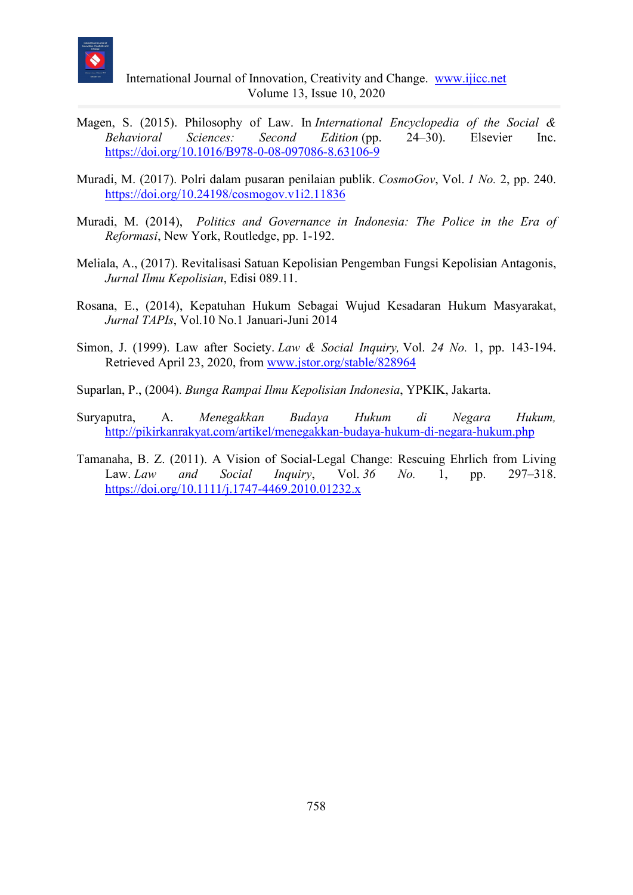Magen, S. (2015). Philosophy of Law. In *International Encyclopedia of the Social & Behavioral Sciences: Second Edition* (pp. 24–30). Elsevier Inc. https://doi.org/10.1016/B978-0-08-097086-8.63106-9

Muradi, M. (2017). Polri dalam pusaran penilaian publik. *CosmoGov*, Vol. *1 No.* 2, pp. 240. https://doi.org/10.24198/cosmogov.v1i2.11836

Muradi, M. (2014), *Politics and Governance in Indonesia: The Police in the Era of Reformasi*, New York, Routledge, pp. 1-192.

Meliala, A., (2017). Revitalisasi Satuan Kepolisian Pengemban Fungsi Kepolisian Antagonis, *Jurnal Ilmu Kepolisian*, Edisi 089.11.

Rosana, E., (2014), Kepatuhan Hukum Sebagai Wujud Kesadaran Hukum Masyarakat, *Jurnal TAPIs*, Vol.10 No.1 Januari-Juni 2014

Simon, J. (1999). Law after Society. *Law & Social Inquiry,* Vol. *24 No.* 1, pp. 143-194. Retrieved April 23, 2020, from www.jstor.org/stable/828964

Suparlan, P., (2004). *Bunga Rampai Ilmu Kepolisian Indonesia*, YPKIK, Jakarta.

Suryaputra, A. *Menegakkan Budaya Hukum di Negara Hukum,* http://pikirkanrakyat.com/artikel/menegakkan-budaya-hukum-di-negara-hukum.php

Tamanaha, B. Z. (2011). A Vision of Social-Legal Change: Rescuing Ehrlich from Living Law. *Law and Social Inquiry*, Vol. *36 No.* 1, pp. 297–318. https://doi.org/10.1111/j.1747-4469.2010.01232.x